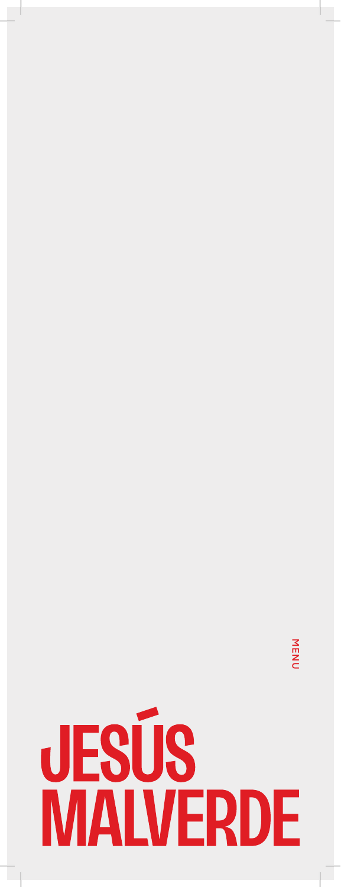MENU

# JESÚS MALVERDE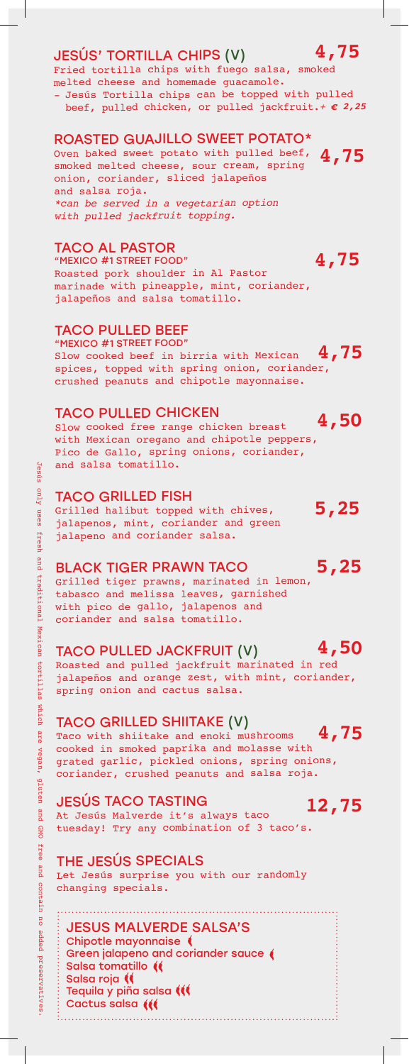## JESÚS' TORTILLA CHIPS (V) **4,75**

Fried tortilla chips with fuego salsa, smoked melted cheese and homemade guacamole.

- Jesús Tortilla chips can be topped with pulled beef, pulled chicken, or pulled jackfruit.+ *€ 2,25*

## ROASTED GUAJILLO SWEET POTATO* **4,75**

Oven baked sweet potato with pulled beef, smoked melted cheese, sour cream, spring onion, coriander, sliced jalapeños and salsa roja.

*\*can be served in a vegetarian option with pulled jackfruit topping.*

## TACO AL PASTOR **4,75**

"MEXICO #1 STREET FOOD"

Roasted pork shoulder in Al Pastor marinade with pineapple, mint, coriander, jalapeños and salsa tomatillo.

## TACO PULLED BEEF **4,75**

"MEXICO #1 STREET FOOD"

Slow cooked beef in birria with Mexican spices, topped with spring onion, coriander, crushed peanuts and chipotle mayonnaise.

## TACO PULLED CHICKEN **4,50**

Slow cooked free range chicken breast with Mexican oregano and chipotle peppers, Pico de Gallo, spring onions, coriander, and salsa tomatillo.

## TACO GRILLED FISH **5,25**

Grilled halibut topped with chives, jalapenos, mint, coriander and green jalapeno and coriander salsa.

## BLACK TIGER PRAWN TACO **5,25**

Grilled tiger prawns, marinated in lemon, tabasco and melissa leaves, garnished with pico de gallo, jalapenos and coriander and salsa tomatillo.

## TACO PULLED JACKFRUIT (V) **4,50**

Roasted and pulled jackfruit marinated in red jalapeños and orange zest, with mint, coriander, spring onion and cactus salsa.

## TACO GRILLED SHIITAKE (V) **4,75**

Taco with shiitake and enoki mushrooms cooked in smoked paprika and molasse with grated garlic, pickled onions, spring onions, coriander, crushed peanuts and salsa roja.

## JESÚS TACO TASTING **12,75**

At Jesús Malverde it's always taco tuesday! Try any combination of 3 taco's.

## THE JESÚS SPECIALS

Let Jesús surprise you with our randomly changing specials.

### JESUS MALVERDE SALSA'S

- Chipotle mayonnaise (
- Green jalapeno and coriander sauce (
- Salsa tomatillo ((
- Salsa roja ((
- Tequila y piña salsa (((
- Cactus salsa (((

Jesús only uses fresh and traditional Mexican tortillas which are vegan, gluten and GMO free and contain no added preservatives.